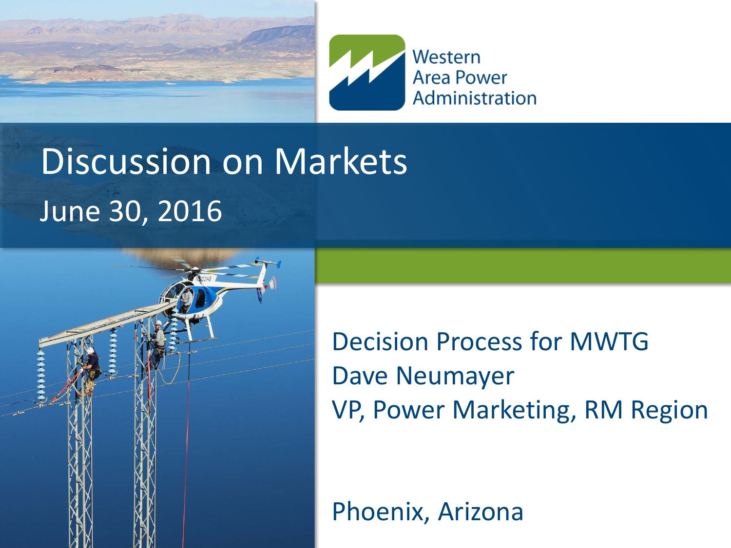Western Area Power Administration

# Discussion on Markets

June 30, 2016

Decision Process for MWTG

Dave Neumayer

VP, Power Marketing, RM Region

Phoenix, Arizona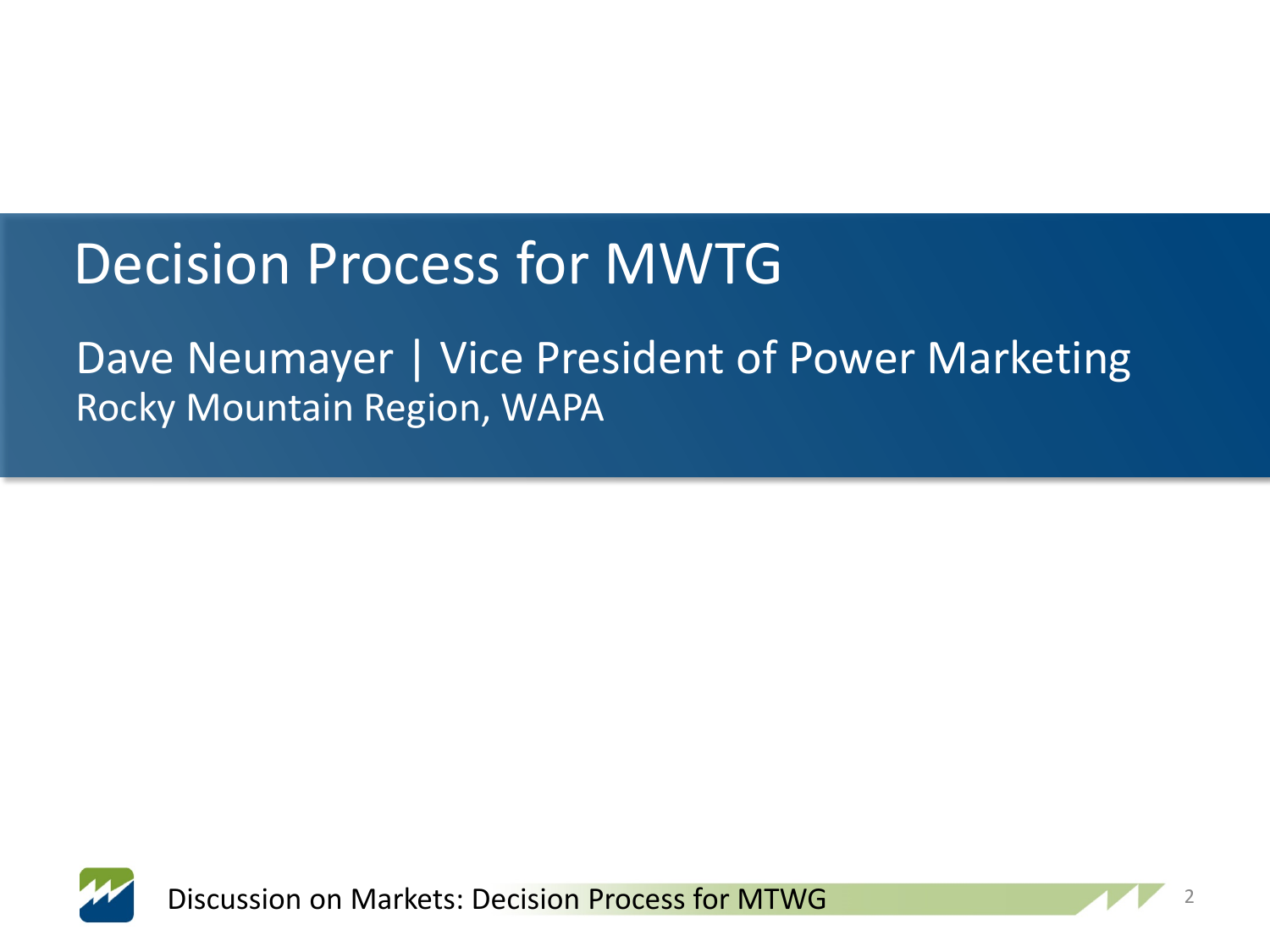# Decision Process for MWTG

Dave Neumayer | Vice President of Power Marketing
Rocky Mountain Region, WAPA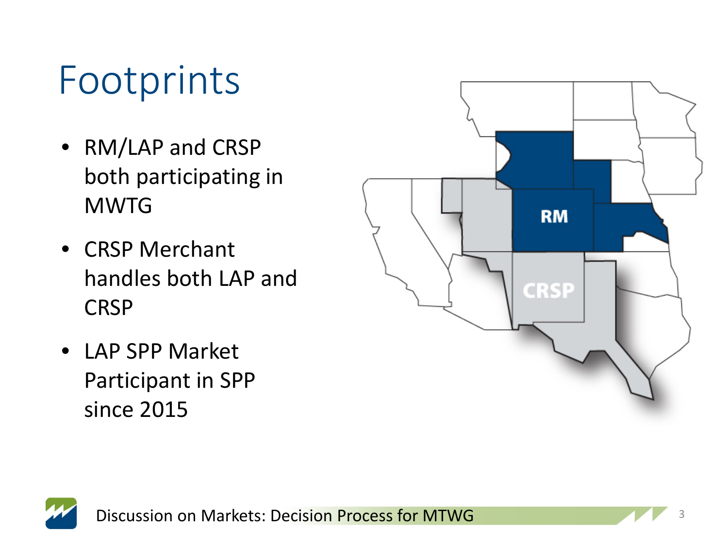# Footprints

- RM/LAP and CRSP both participating in MWTG
- CRSP Merchant handles both LAP and CRSP
- LAP SPP Market Participant in SPP since 2015

RM

CRSP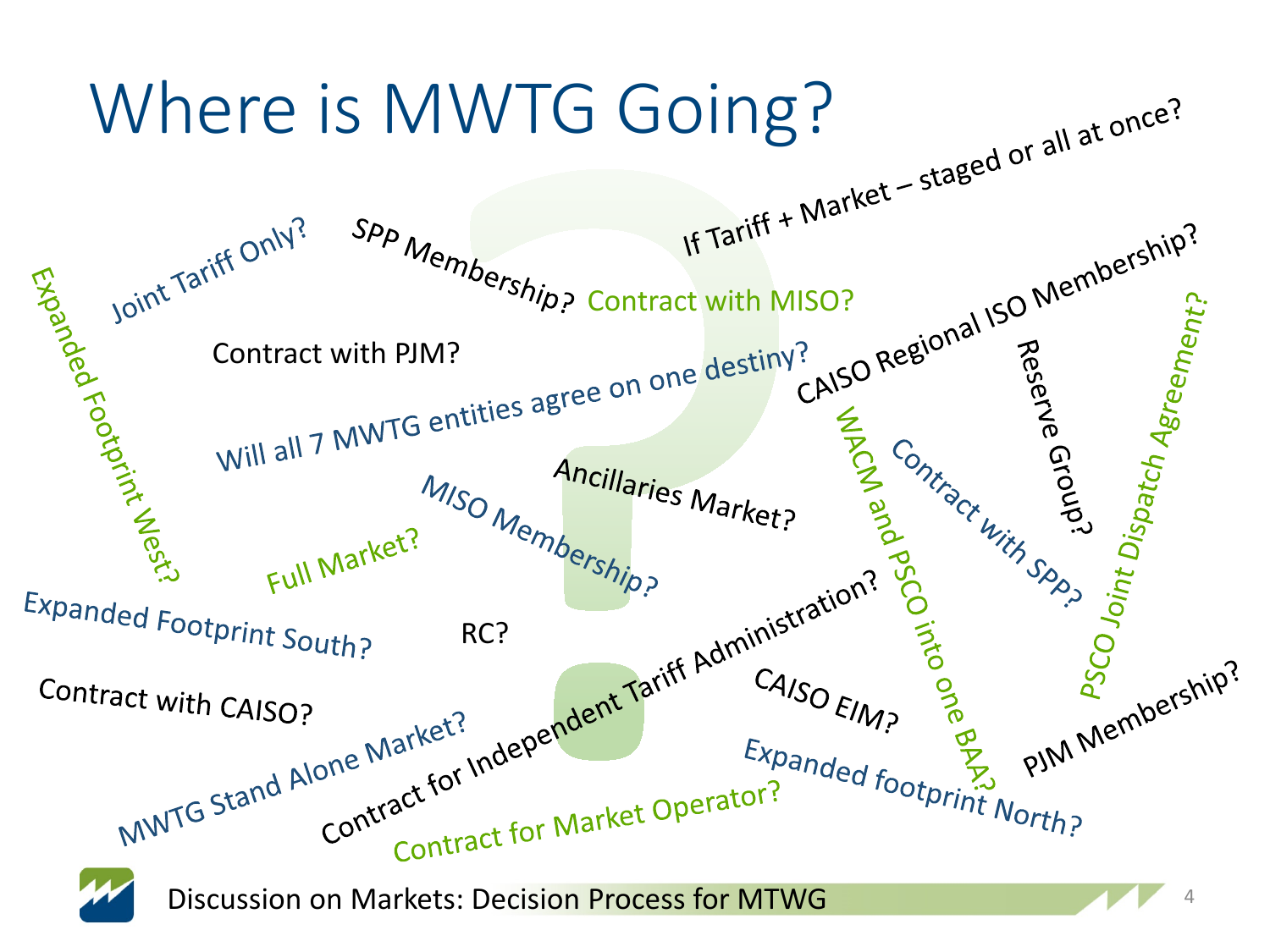# Where is MWTG Going?

- Joint Tariff Only?
- SPP Membership?
- If Tariff + Market – staged or all at once?
- Contract with MISO?
- CAISO Regional ISO Membership?
- Expanded Footprint West?
- Contract with PJM?
- Will all 7 MWTG entities agree on one destiny?
- Reserve Group?
- PSCO Joint Dispatch Agreement?
- Ancillaries Market?
- WACM and PSCO into one BAA?
- Contract with SPP?
- MISO Membership?
- Full Market?
- Expanded Footprint South?
- RC?
- Contract for Independent Tariff Administration?
- Contract with CAISO?
- CAISO EIM?
- PJM Membership?
- MWTG Stand Alone Market?
- Expanded footprint North?
- Contract for Market Operator?

Discussion on Markets: Decision Process for MTWG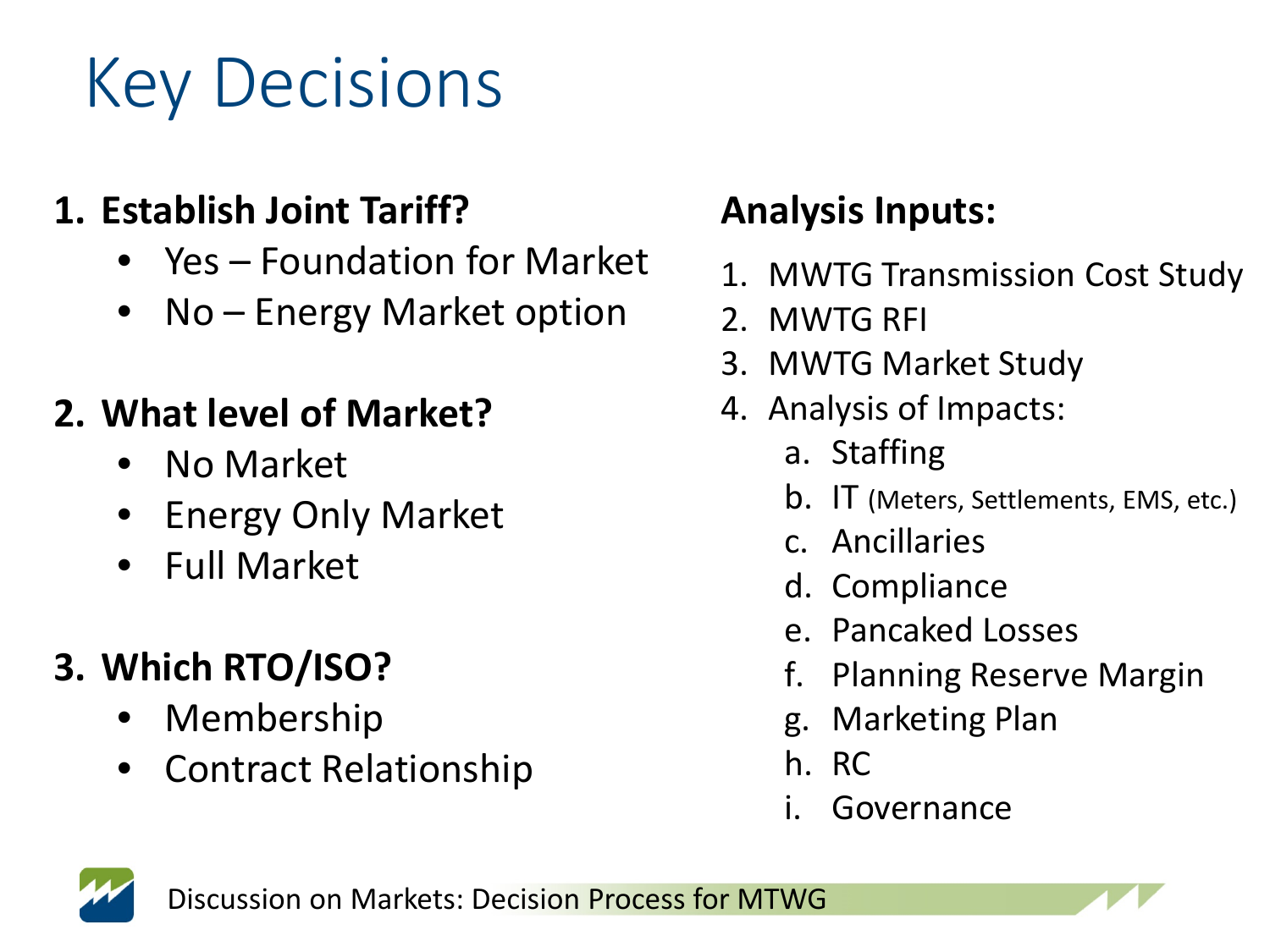# Key Decisions

1. **Establish Joint Tariff?**
   - Yes – Foundation for Market
   - No – Energy Market option

2. **What level of Market?**
   - No Market
   - Energy Only Market
   - Full Market

3. **Which RTO/ISO?**
   - Membership
   - Contract Relationship

**Analysis Inputs:**

1. MWTG Transmission Cost Study
2. MWTG RFI
3. MWTG Market Study
4. Analysis of Impacts:
   a. Staffing
   b. IT (Meters, Settlements, EMS, etc.)
   c. Ancillaries
   d. Compliance
   e. Pancaked Losses
   f. Planning Reserve Margin
   g. Marketing Plan
   h. RC
   i. Governance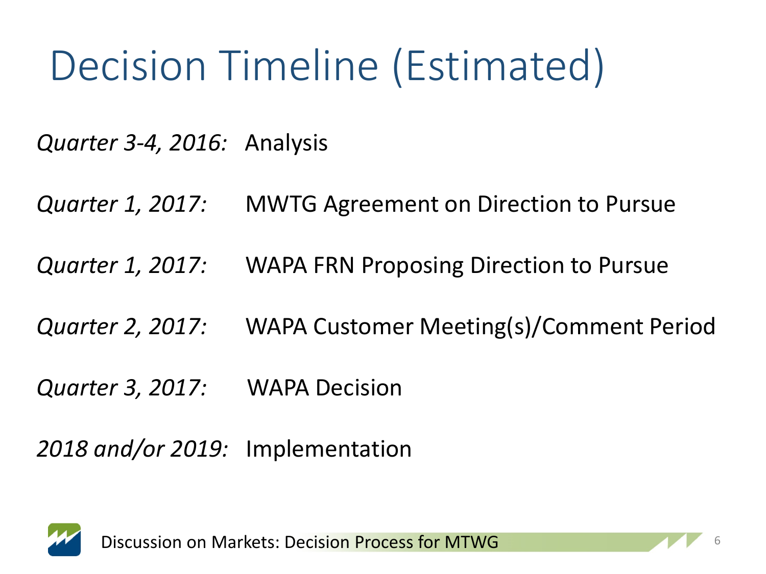# Decision Timeline (Estimated)

*Quarter 3-4, 2016:* Analysis

*Quarter 1, 2017:* MWTG Agreement on Direction to Pursue

*Quarter 1, 2017:* WAPA FRN Proposing Direction to Pursue

*Quarter 2, 2017:* WAPA Customer Meeting(s)/Comment Period

*Quarter 3, 2017:* WAPA Decision

*2018 and/or 2019:* Implementation